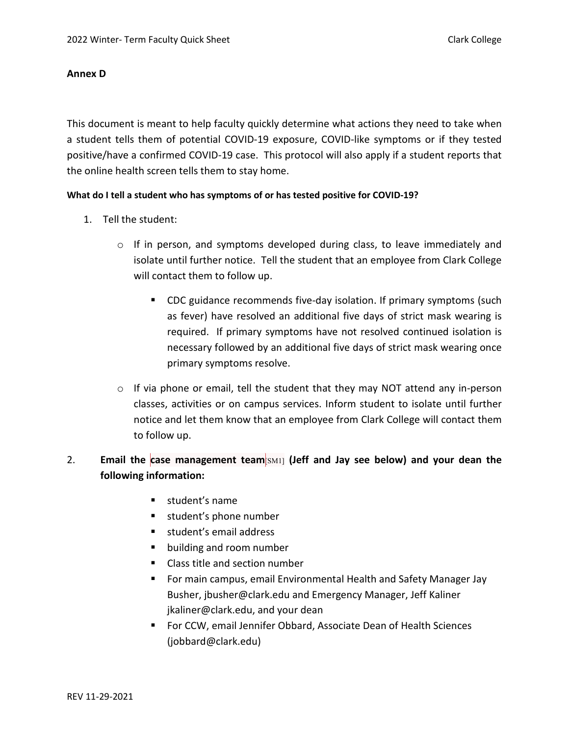## Annex D

This document is meant to help faculty quickly determine what actions they need to take when a student tells them of potential COVID-19 exposure, COVID-like symptoms or if they tested positive/have a confirmed COVID-19 case. This protocol will also apply if a student reports that the online health screen tells them to stay home.

**What do I tell a student who has symptoms of or has tested positive for COVID-19?**

1. Tell the student:
   - If in person, and symptoms developed during class, to leave immediately and isolate until further notice. Tell the student that an employee from Clark College will contact them to follow up.
     - CDC guidance recommends five-day isolation. If primary symptoms (such as fever) have resolved an additional five days of strict mask wearing is required. If primary symptoms have not resolved continued isolation is necessary followed by an additional five days of strict mask wearing once primary symptoms resolve.
   - If via phone or email, tell the student that they may NOT attend any in-person classes, activities or on campus services. Inform student to isolate until further notice and let them know that an employee from Clark College will contact them to follow up.

2. **Email the case management team[SM1] (Jeff and Jay see below) and your dean the following information:**
   - student's name
   - student's phone number
   - student's email address
   - building and room number
   - Class title and section number
   - For main campus, email Environmental Health and Safety Manager Jay Busher, jbusher@clark.edu and Emergency Manager, Jeff Kaliner jkaliner@clark.edu, and your dean
   - For CCW, email Jennifer Obbard, Associate Dean of Health Sciences (jobbard@clark.edu)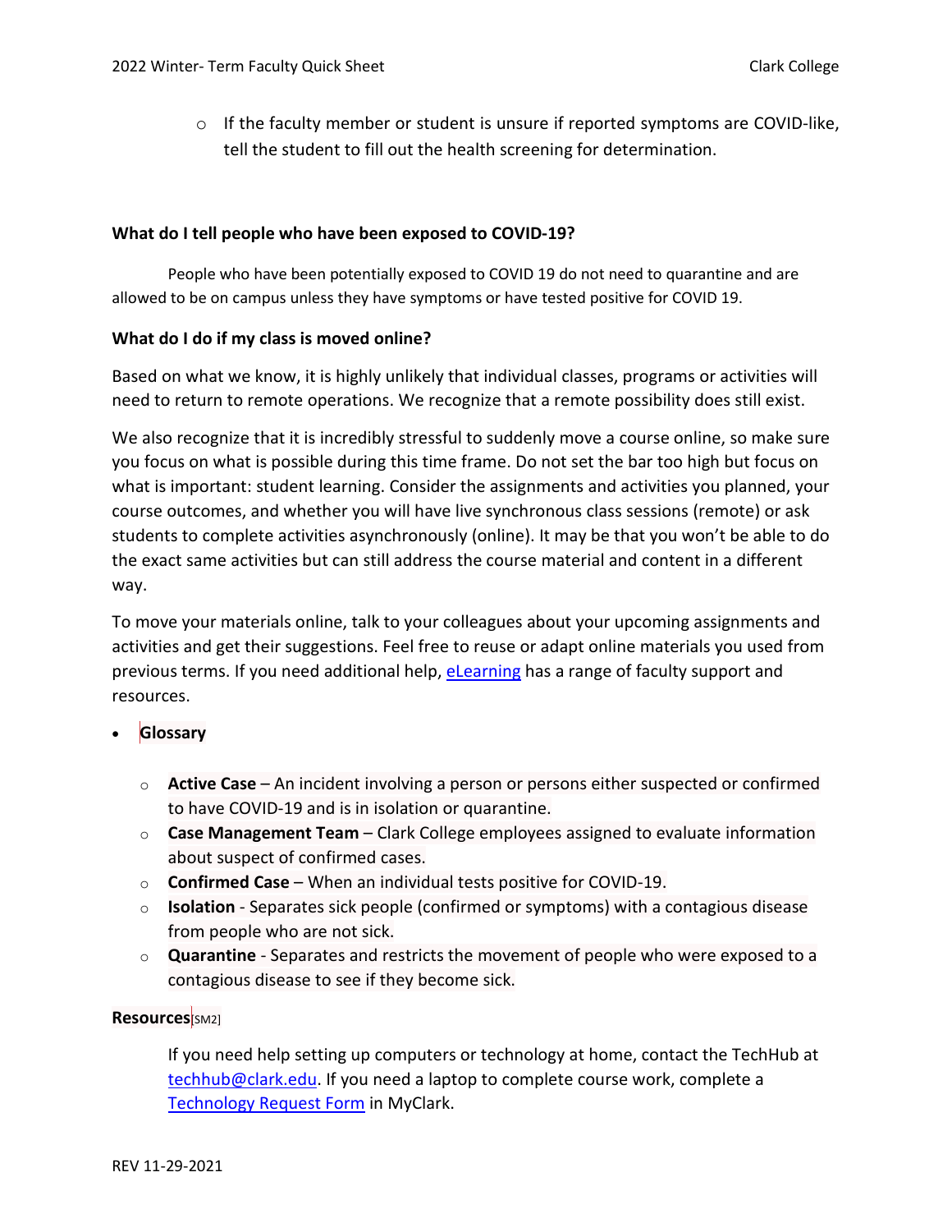- If the faculty member or student is unsure if reported symptoms are COVID-like, tell the student to fill out the health screening for determination.

**What do I tell people who have been exposed to COVID-19?**

People who have been potentially exposed to COVID 19 do not need to quarantine and are allowed to be on campus unless they have symptoms or have tested positive for COVID 19.

**What do I do if my class is moved online?**

Based on what we know, it is highly unlikely that individual classes, programs or activities will need to return to remote operations. We recognize that a remote possibility does still exist.

We also recognize that it is incredibly stressful to suddenly move a course online, so make sure you focus on what is possible during this time frame. Do not set the bar too high but focus on what is important: student learning. Consider the assignments and activities you planned, your course outcomes, and whether you will have live synchronous class sessions (remote) or ask students to complete activities asynchronously (online). It may be that you won't be able to do the exact same activities but can still address the course material and content in a different way.

To move your materials online, talk to your colleagues about your upcoming assignments and activities and get their suggestions. Feel free to reuse or adapt online materials you used from previous terms. If you need additional help, eLearning has a range of faculty support and resources.

- **Glossary**
  - **Active Case** – An incident involving a person or persons either suspected or confirmed to have COVID-19 and is in isolation or quarantine.
  - **Case Management Team** – Clark College employees assigned to evaluate information about suspect of confirmed cases.
  - **Confirmed Case** – When an individual tests positive for COVID-19.
  - **Isolation** - Separates sick people (confirmed or symptoms) with a contagious disease from people who are not sick.
  - **Quarantine** - Separates and restricts the movement of people who were exposed to a contagious disease to see if they become sick.

**Resources**[SM2]

If you need help setting up computers or technology at home, contact the TechHub at techhub@clark.edu. If you need a laptop to complete course work, complete a Technology Request Form in MyClark.

REV 11-29-2021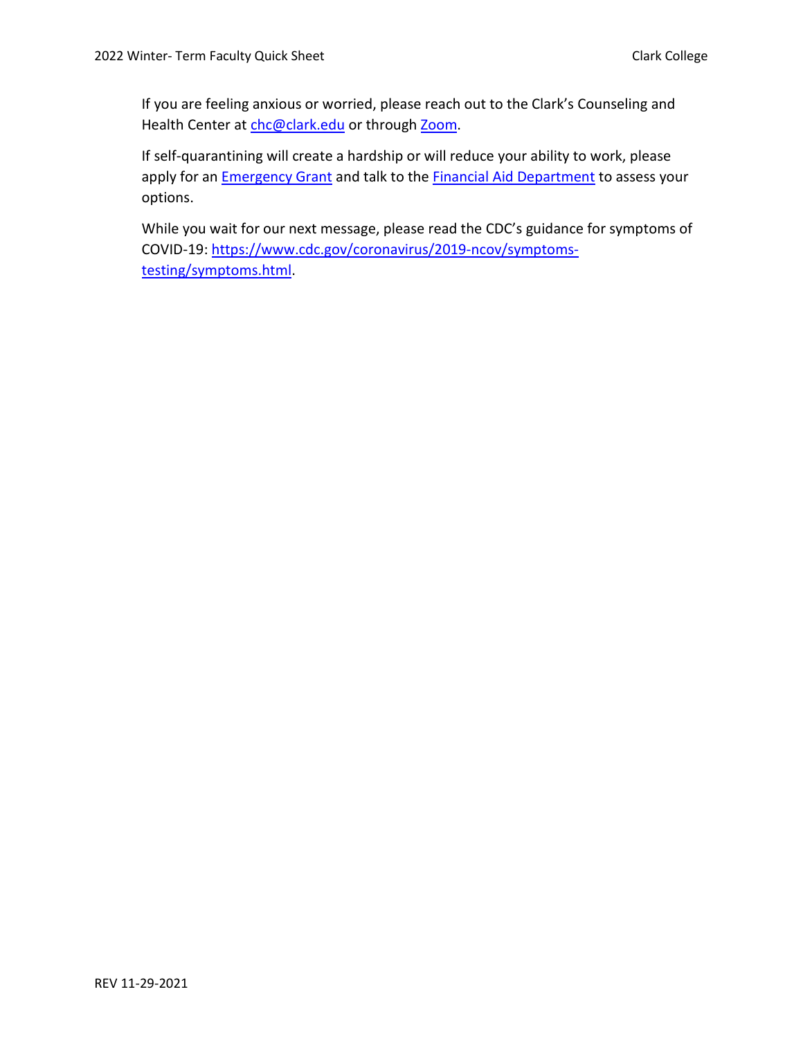If you are feeling anxious or worried, please reach out to the Clark's Counseling and Health Center at chc@clark.edu or through Zoom.

If self-quarantining will create a hardship or will reduce your ability to work, please apply for an Emergency Grant and talk to the Financial Aid Department to assess your options.

While you wait for our next message, please read the CDC's guidance for symptoms of COVID-19: https://www.cdc.gov/coronavirus/2019-ncov/symptoms-testing/symptoms.html.